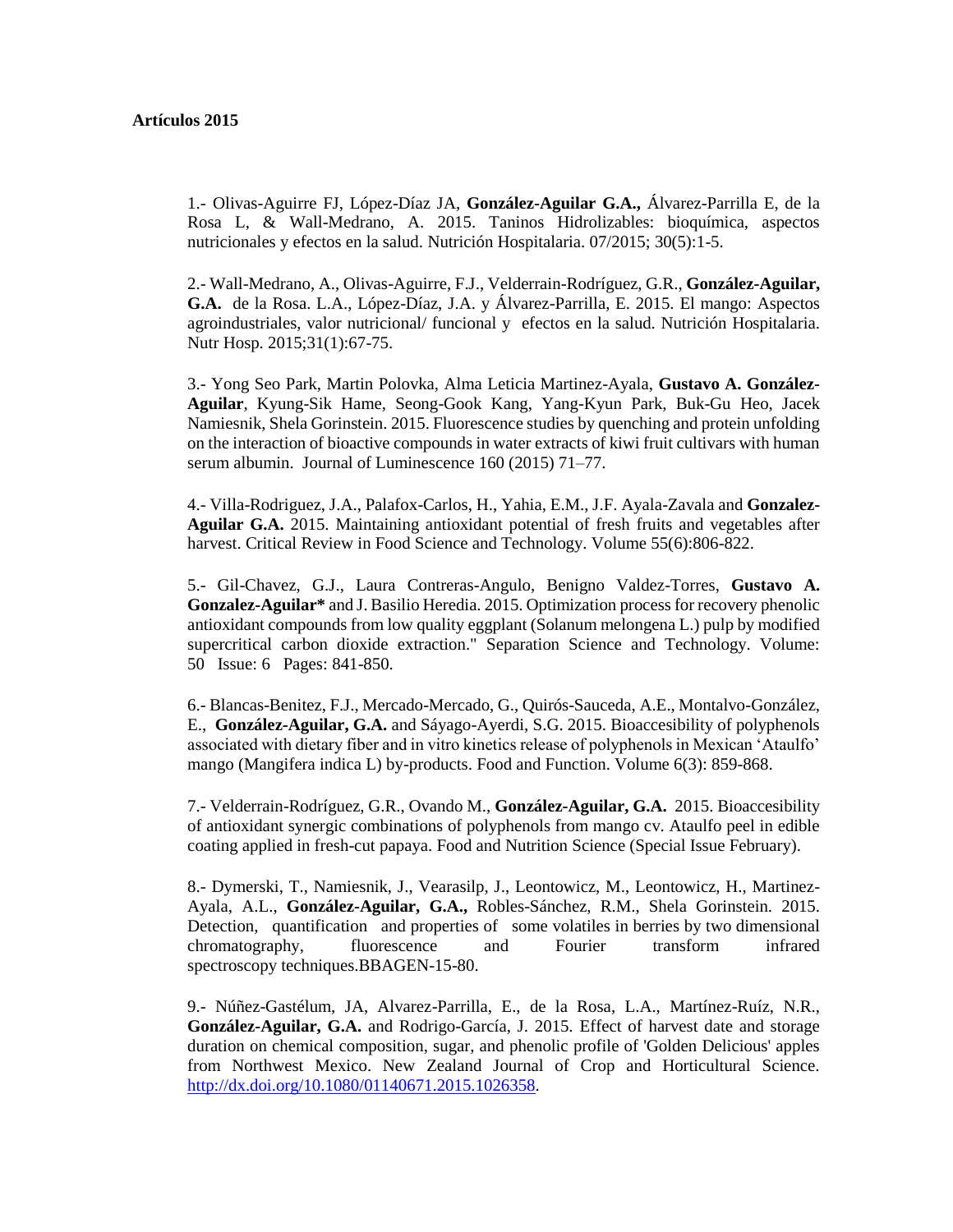**Artículos 2015**

1.- Olivas-Aguirre FJ, López-Díaz JA, **González-Aguilar G.A.,** Álvarez-Parrilla E, de la Rosa L, & Wall-Medrano, A. 2015. Taninos Hidrolizables: bioquímica, aspectos nutricionales y efectos en la salud. Nutrición Hospitalaria. 07/2015; 30(5):1-5.

2.- Wall-Medrano, A., Olivas-Aguirre, F.J., Velderrain-Rodríguez, G.R., **González-Aguilar, G.A.** de la Rosa. L.A., López-Díaz, J.A. y Álvarez-Parrilla, E. 2015. El mango: Aspectos agroindustriales, valor nutricional/ funcional y efectos en la salud. Nutrición Hospitalaria. Nutr Hosp. 2015;31(1):67-75.

3.- Yong Seo Park, Martin Polovka, Alma Leticia Martinez-Ayala, **Gustavo A. González-Aguilar**, Kyung-Sik Hame, Seong-Gook Kang, Yang-Kyun Park, Buk-Gu Heo, Jacek Namiesnik, Shela Gorinstein. 2015. Fluorescence studies by quenching and protein unfolding on the interaction of bioactive compounds in water extracts of kiwi fruit cultivars with human serum albumin. Journal of Luminescence 160 (2015) 71–77.

4.- Villa-Rodriguez, J.A., Palafox-Carlos, H., Yahia, E.M., J.F. Ayala-Zavala and **Gonzalez-Aguilar G.A.** 2015. Maintaining antioxidant potential of fresh fruits and vegetables after harvest. Critical Review in Food Science and Technology. Volume 55(6):806-822.

5.- Gil-Chavez, G.J., Laura Contreras-Angulo, Benigno Valdez-Torres, **Gustavo A. Gonzalez-Aguilar\*** and J. Basilio Heredia. 2015. Optimization process for recovery phenolic antioxidant compounds from low quality eggplant (Solanum melongena L.) pulp by modified supercritical carbon dioxide extraction." Separation Science and Technology. Volume: 50 Issue: 6 Pages: 841-850.

6.- Blancas-Benitez, F.J., Mercado-Mercado, G., Quirós-Sauceda, A.E., Montalvo-González, E., **González-Aguilar, G.A.** and Sáyago-Ayerdi, S.G. 2015. Bioaccesibility of polyphenols associated with dietary fiber and in vitro kinetics release of polyphenols in Mexican 'Ataulfo' mango (Mangifera indica L) by-products. Food and Function. Volume 6(3): 859-868.

7.- Velderrain-Rodríguez, G.R., Ovando M., **González-Aguilar, G.A.** 2015. Bioaccesibility of antioxidant synergic combinations of polyphenols from mango cv. Ataulfo peel in edible coating applied in fresh-cut papaya. Food and Nutrition Science (Special Issue February).

8.- Dymerski, T., Namiesnik, J., Vearasilp, J., Leontowicz, M., Leontowicz, H., Martinez-Ayala, A.L., **González-Aguilar, G.A.,** Robles-Sánchez, R.M., Shela Gorinstein. 2015. Detection, quantification and properties of some volatiles in berries by two dimensional chromatography, fluorescence and Fourier transform infrared spectroscopy techniques.BBAGEN-15-80.

9.- Núñez-Gastélum, JA, Alvarez-Parrilla, E., de la Rosa, L.A., Martínez-Ruíz, N.R., **González-Aguilar, G.A.** and Rodrigo-García, J. 2015. Effect of harvest date and storage duration on chemical composition, sugar, and phenolic profile of 'Golden Delicious' apples from Northwest Mexico. New Zealand Journal of Crop and Horticultural Science. http://dx.doi.org/10.1080/01140671.2015.1026358.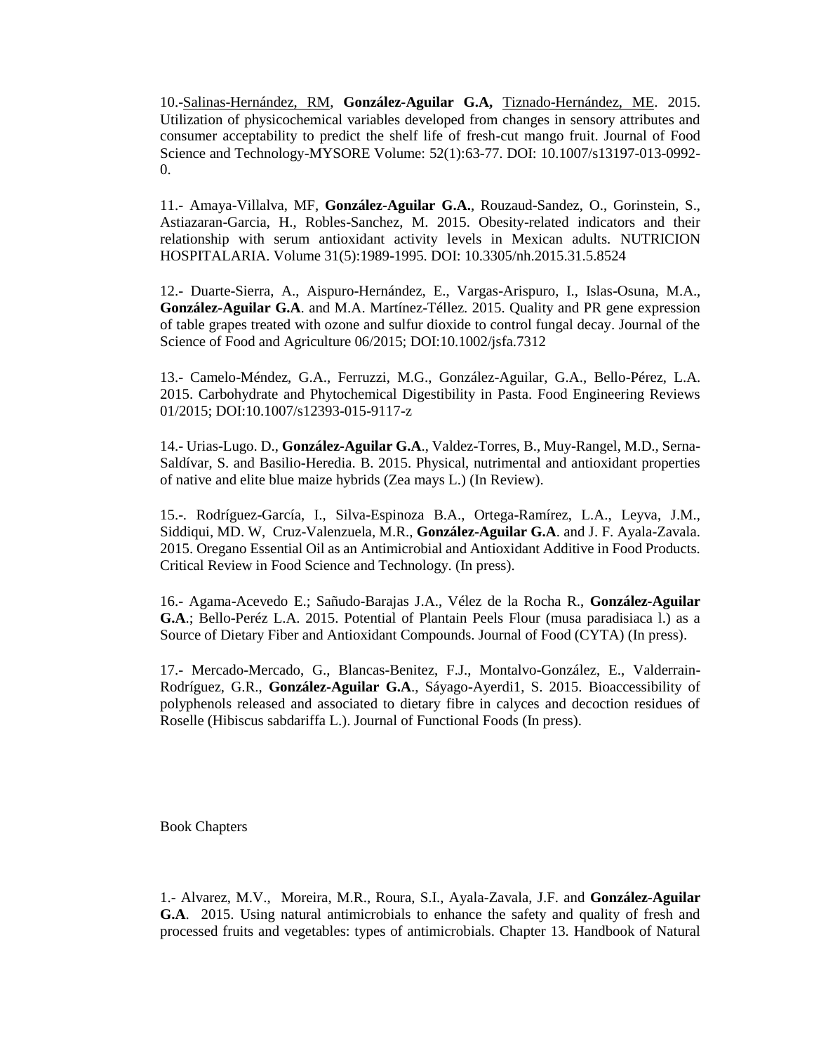10.-Salinas-Hernández, RM, **González-Aguilar G.A,** Tiznado-Hernández, ME. 2015. Utilization of physicochemical variables developed from changes in sensory attributes and consumer acceptability to predict the shelf life of fresh-cut mango fruit. Journal of Food Science and Technology-MYSORE Volume: 52(1):63-77. DOI: 10.1007/s13197-013-0992-0.

11.- Amaya-Villalva, MF, **González-Aguilar G.A.**, Rouzaud-Sandez, O., Gorinstein, S., Astiazaran-Garcia, H., Robles-Sanchez, M. 2015. Obesity-related indicators and their relationship with serum antioxidant activity levels in Mexican adults. NUTRICION HOSPITALARIA. Volume 31(5):1989-1995. DOI: 10.3305/nh.2015.31.5.8524

12.- Duarte-Sierra, A., Aispuro-Hernández, E., Vargas-Arispuro, I., Islas-Osuna, M.A., **González-Aguilar G.A**. and M.A. Martínez-Téllez. 2015. Quality and PR gene expression of table grapes treated with ozone and sulfur dioxide to control fungal decay. Journal of the Science of Food and Agriculture 06/2015; DOI:10.1002/jsfa.7312

13.- Camelo-Méndez, G.A., Ferruzzi, M.G., González-Aguilar, G.A., Bello-Pérez, L.A. 2015. Carbohydrate and Phytochemical Digestibility in Pasta. Food Engineering Reviews 01/2015; DOI:10.1007/s12393-015-9117-z

14.- Urias-Lugo. D., **González-Aguilar G.A**., Valdez-Torres, B., Muy-Rangel, M.D., Serna-Saldívar, S. and Basilio-Heredia. B. 2015. Physical, nutrimental and antioxidant properties of native and elite blue maize hybrids (Zea mays L.) (In Review).

15.-. Rodríguez-García, I., Silva-Espinoza B.A., Ortega-Ramírez, L.A., Leyva, J.M., Siddiqui, MD. W, Cruz-Valenzuela, M.R., **González-Aguilar G.A**. and J. F. Ayala-Zavala. 2015. Oregano Essential Oil as an Antimicrobial and Antioxidant Additive in Food Products. Critical Review in Food Science and Technology. (In press).

16.- Agama-Acevedo E.; Sañudo-Barajas J.A., Vélez de la Rocha R., **González-Aguilar G.A**.; Bello-Peréz L.A. 2015. Potential of Plantain Peels Flour (musa paradisiaca l.) as a Source of Dietary Fiber and Antioxidant Compounds. Journal of Food (CYTA) (In press).

17.- Mercado-Mercado, G., Blancas-Benitez, F.J., Montalvo-González, E., Valderrain-Rodríguez, G.R., **González-Aguilar G.A**., Sáyago-Ayerdi1, S. 2015. Bioaccessibility of polyphenols released and associated to dietary fibre in calyces and decoction residues of Roselle (Hibiscus sabdariffa L.). Journal of Functional Foods (In press).

Book Chapters

1.- Alvarez, M.V., Moreira, M.R., Roura, S.I., Ayala-Zavala, J.F. and **González-Aguilar G.A**. 2015. Using natural antimicrobials to enhance the safety and quality of fresh and processed fruits and vegetables: types of antimicrobials. Chapter 13. Handbook of Natural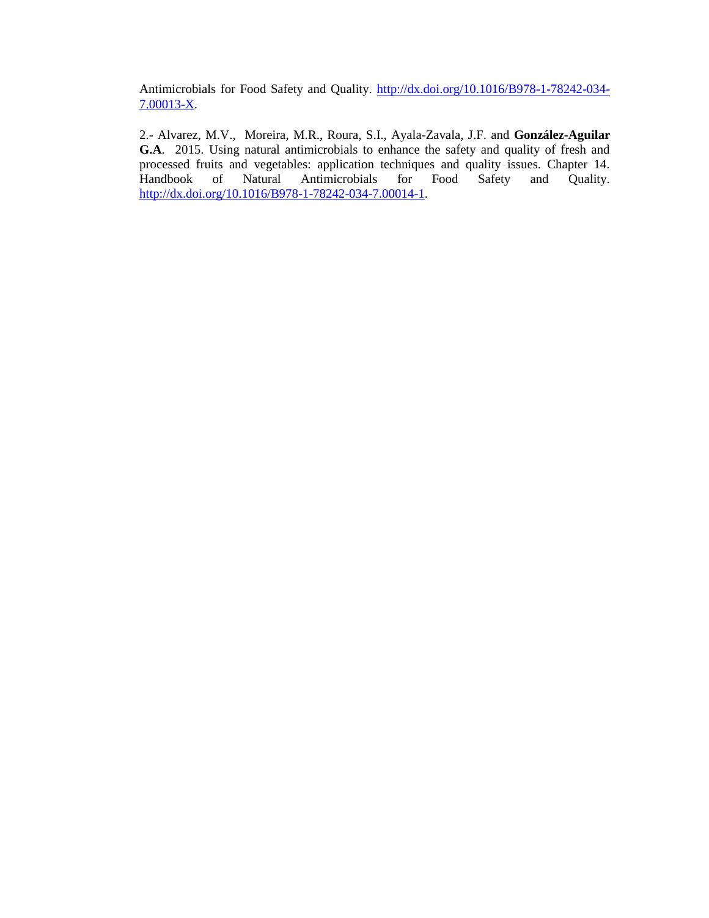Antimicrobials for Food Safety and Quality. http://dx.doi.org/10.1016/B978-1-78242-034-7.00013-X.

2.- Alvarez, M.V., Moreira, M.R., Roura, S.I., Ayala-Zavala, J.F. and **González-Aguilar G.A**. 2015. Using natural antimicrobials to enhance the safety and quality of fresh and processed fruits and vegetables: application techniques and quality issues. Chapter 14. Handbook of Natural Antimicrobials for Food Safety and Quality. http://dx.doi.org/10.1016/B978-1-78242-034-7.00014-1.